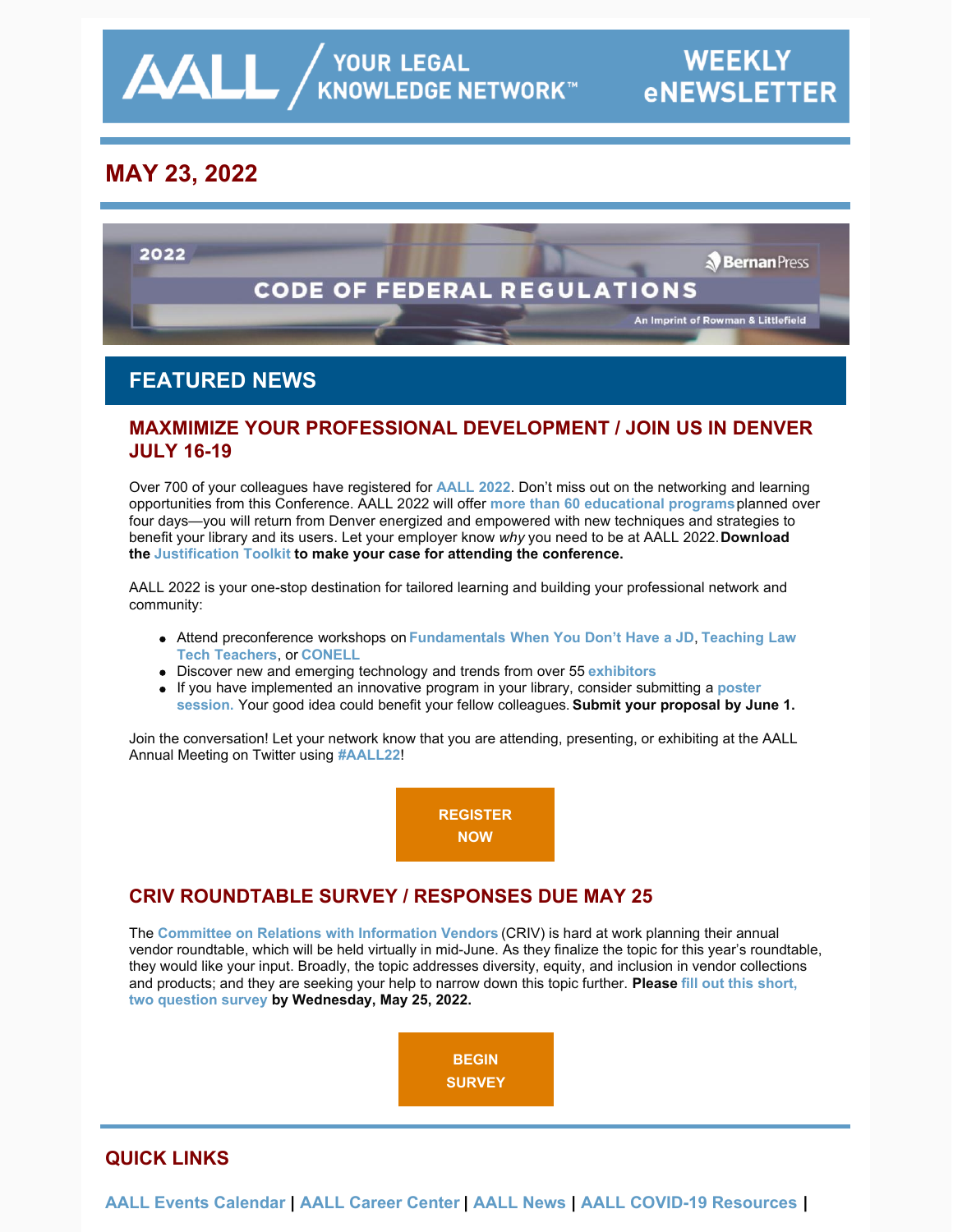AALL / YOUR LEGAL KNOWLEDGE NETWORK™ — WEEKLY eNEWSLETTER

## MAY 23, 2022

2022 CODE OF FEDERAL REGULATIONS — Bernan Press — An Imprint of Rowman & Littlefield

# FEATURED NEWS

## MAXMIMIZE YOUR PROFESSIONAL DEVELOPMENT / JOIN US IN DENVER JULY 16-19

Over 700 of your colleagues have registered for **AALL 2022**. Don't miss out on the networking and learning opportunities from this Conference. AALL 2022 will offer **more than 60 educational programs** planned over four days—you will return from Denver energized and empowered with new techniques and strategies to benefit your library and its users. Let your employer know *why* you need to be at AALL 2022. **Download the Justification Toolkit to make your case for attending the conference.**

AALL 2022 is your one-stop destination for tailored learning and building your professional network and community:

- Attend preconference workshops on **Fundamentals When You Don't Have a JD**, **Teaching Law Tech Teachers**, or **CONELL**
- Discover new and emerging technology and trends from over 55 **exhibitors**
- If you have implemented an innovative program in your library, consider submitting a **poster session.** Your good idea could benefit your fellow colleagues. **Submit your proposal by June 1.**

Join the conversation! Let your network know that you are attending, presenting, or exhibiting at the AALL Annual Meeting on Twitter using **#AALL22**!

**REGISTER NOW**

## CRIV ROUNDTABLE SURVEY / RESPONSES DUE MAY 25

The **Committee on Relations with Information Vendors** (CRIV) is hard at work planning their annual vendor roundtable, which will be held virtually in mid-June. As they finalize the topic for this year's roundtable, they would like your input. Broadly, the topic addresses diversity, equity, and inclusion in vendor collections and products; and they are seeking your help to narrow down this topic further. **Please fill out this short, two question survey by Wednesday, May 25, 2022.**

**BEGIN SURVEY**

## QUICK LINKS

**AALL Events Calendar** | **AALL Career Center** | **AALL News** | **AALL COVID-19 Resources** |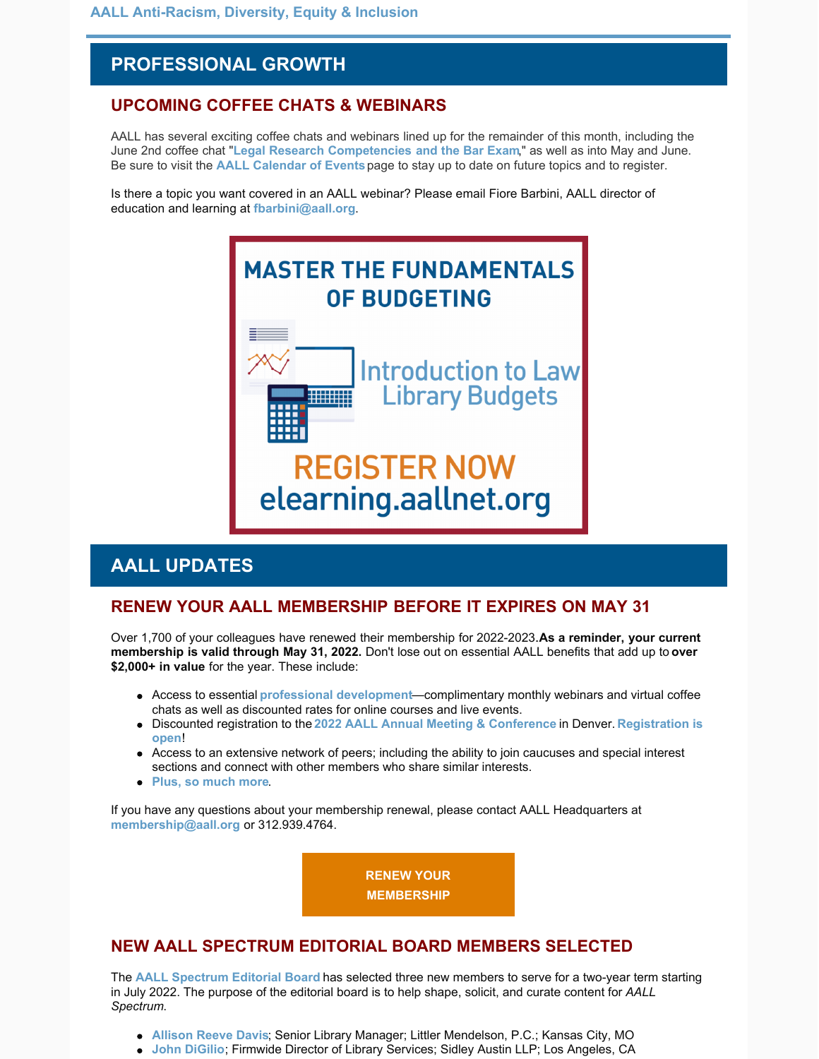AALL Anti-Racism, Diversity, Equity & Inclusion

## PROFESSIONAL GROWTH

### UPCOMING COFFEE CHATS & WEBINARS

AALL has several exciting coffee chats and webinars lined up for the remainder of this month, including the June 2nd coffee chat "**Legal Research Competencies and the Bar Exam**," as well as into May and June. Be sure to visit the **AALL Calendar of Events** page to stay up to date on future topics and to register.

Is there a topic you want covered in an AALL webinar? Please email Fiore Barbini, AALL director of education and learning at **fbarbini@aall.org**.

MASTER THE FUNDAMENTALS OF BUDGETING

Introduction to Law Library Budgets

REGISTER NOW
elearning.aallnet.org

## AALL UPDATES

### RENEW YOUR AALL MEMBERSHIP BEFORE IT EXPIRES ON MAY 31

Over 1,700 of your colleagues have renewed their membership for 2022-2023.**As a reminder, your current membership is valid through May 31, 2022.** Don't lose out on essential AALL benefits that add up to **over $2,000+ in value** for the year. These include:

- Access to essential **professional development**—complimentary monthly webinars and virtual coffee chats as well as discounted rates for online courses and live events.
- Discounted registration to the **2022 AALL Annual Meeting & Conference** in Denver. **Registration is open**!
- Access to an extensive network of peers; including the ability to join caucuses and special interest sections and connect with other members who share similar interests.
- **Plus, so much more**.

If you have any questions about your membership renewal, please contact AALL Headquarters at **membership@aall.org** or 312.939.4764.

**RENEW YOUR MEMBERSHIP**

### NEW AALL SPECTRUM EDITORIAL BOARD MEMBERS SELECTED

The **AALL Spectrum Editorial Board** has selected three new members to serve for a two-year term starting in July 2022. The purpose of the editorial board is to help shape, solicit, and curate content for *AALL Spectrum.*

- **Allison Reeve Davis**; Senior Library Manager; Littler Mendelson, P.C.; Kansas City, MO
- **John DiGilio**; Firmwide Director of Library Services; Sidley Austin LLP; Los Angeles, CA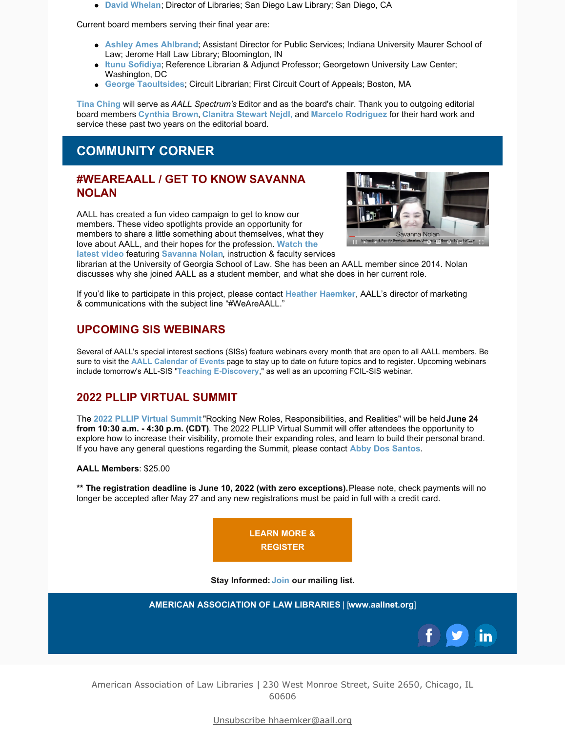- **David Whelan**; Director of Libraries; San Diego Law Library; San Diego, CA

Current board members serving their final year are:

- **Ashley Ames Ahlbrand**; Assistant Director for Public Services; Indiana University Maurer School of Law; Jerome Hall Law Library; Bloomington, IN
- **Itunu Sofidiya**; Reference Librarian & Adjunct Professor; Georgetown University Law Center; Washington, DC
- **George Taoultsides**; Circuit Librarian; First Circuit Court of Appeals; Boston, MA

**Tina Ching** will serve as *AALL Spectrum's* Editor and as the board's chair. Thank you to outgoing editorial board members **Cynthia Brown**, **Clanitra Stewart Nejdl,** and **Marcelo Rodriguez** for their hard work and service these past two years on the editorial board.

## COMMUNITY CORNER

### #WEAREAALL / GET TO KNOW SAVANNA NOLAN

AALL has created a fun video campaign to get to know our members. These video spotlights provide an opportunity for members to share a little something about themselves, what they love about AALL, and their hopes for the profession. **Watch the latest video** featuring **Savanna Nolan**, instruction & faculty services librarian at the University of Georgia School of Law. She has been an AALL member since 2014. Nolan discusses why she joined AALL as a student member, and what she does in her current role.

If you'd like to participate in this project, please contact **Heather Haemker**, AALL's director of marketing & communications with the subject line "#WeAreAALL."

### UPCOMING SIS WEBINARS

Several of AALL's special interest sections (SISs) feature webinars every month that are open to all AALL members. Be sure to visit the **AALL Calendar of Events** page to stay up to date on future topics and to register. Upcoming webinars include tomorrow's ALL-SIS "**Teaching E-Discovery**," as well as an upcoming FCIL-SIS webinar.

### 2022 PLLIP VIRTUAL SUMMIT

The **2022 PLLIP Virtual Summit** "Rocking New Roles, Responsibilities, and Realities" will be held **June 24 from 10:30 a.m. - 4:30 p.m. (CDT)**. The 2022 PLLIP Virtual Summit will offer attendees the opportunity to explore how to increase their visibility, promote their expanding roles, and learn to build their personal brand. If you have any general questions regarding the Summit, please contact **Abby Dos Santos**.

**AALL Members**: $25.00

**** The registration deadline is June 10, 2022 (with zero exceptions).** Please note, check payments will no longer be accepted after May 27 and any new registrations must be paid in full with a credit card.

**LEARN MORE & REGISTER**

**Stay Informed: Join our mailing list.**

**AMERICAN ASSOCIATION OF LAW LIBRARIES | [www.aallnet.org]**

American Association of Law Libraries | 230 West Monroe Street, Suite 2650, Chicago, IL 60606

Unsubscribe hhaemker@aall.org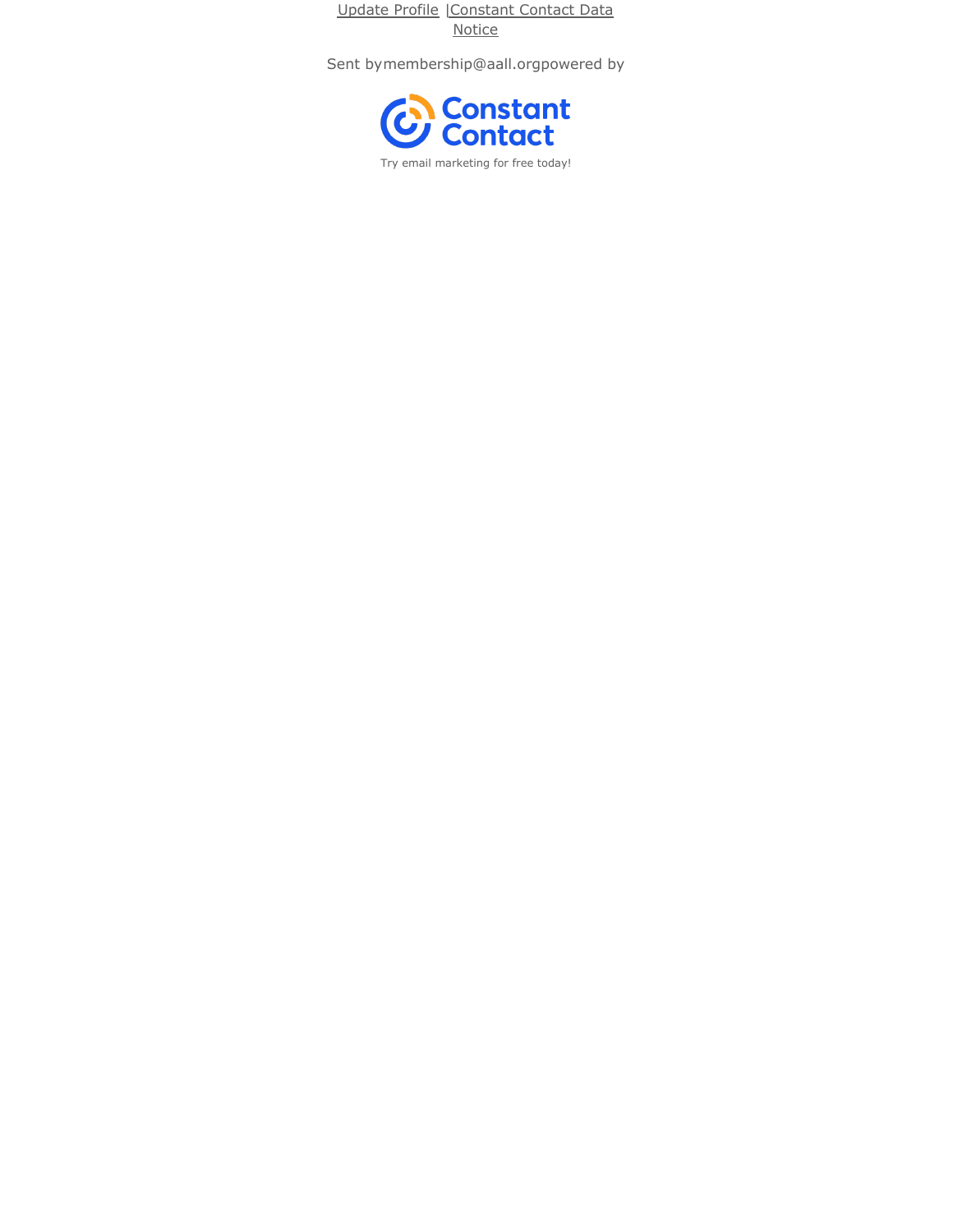Update Profile |Constant Contact Data Notice

Sent bymembership@aall.orgpowered by

Constant Contact

Try email marketing for free today!